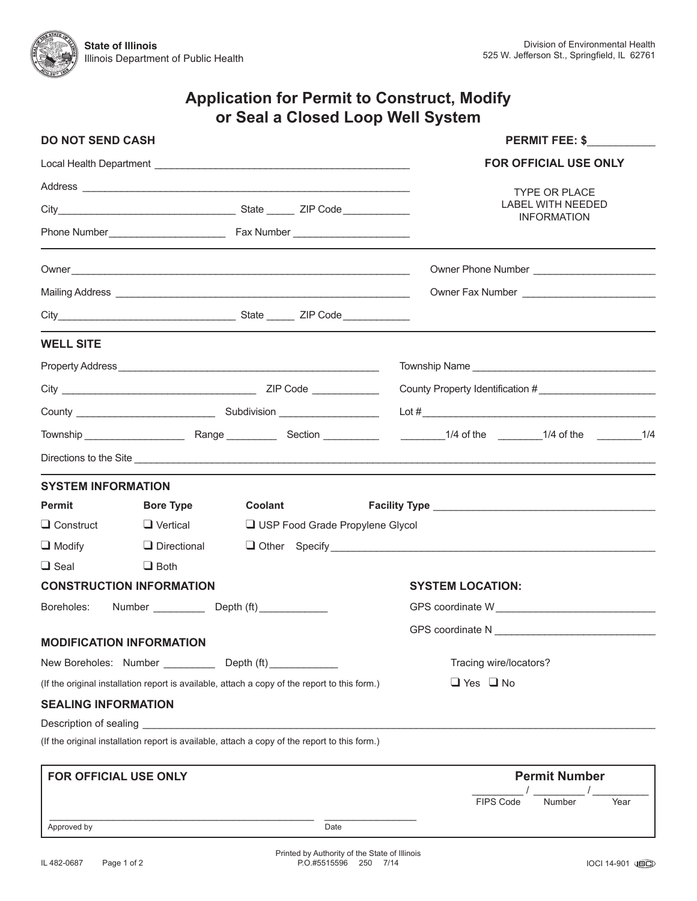State of Illinois
Illinois Department of Public Health

Division of Environmental Health
525 W. Jefferson St., Springfield, IL 62761

# Application for Permit to Construct, Modify or Seal a Closed Loop Well System

**DO NOT SEND CASH** **PERMIT FEE: $___________**

Local Health Department _______________________________________________

Address _______________________________________________________________

City_______________________________ State _____ ZIP Code ____________

Phone Number____________________ Fax Number ____________________

**FOR OFFICIAL USE ONLY**

TYPE OR PLACE LABEL WITH NEEDED INFORMATION

---

Owner______________________________________________________________ Owner Phone Number ______________________

Mailing Address ______________________________________________________ Owner Fax Number ________________________

City_______________________________ State _____ ZIP Code ____________

---

## WELL SITE

Property Address_______________________________________________ Township Name ___________________________________

City _________________________________ ZIP Code ___________ County Property Identification # _____________________

County ________________________ Subdivision _________________ Lot #__________________________________________

Township _________________ Range _________ Section __________ ________1/4 of the ________1/4 of the ________1/4

Directions to the Site _______________________________________________________________________________________

---

## SYSTEM INFORMATION

**Permit**
- ❑ Construct
- ❑ Modify
- ❑ Seal

**Bore Type**
- ❑ Vertical
- ❑ Directional
- ❑ Both

**Coolant**
- ❑ USP Food Grade Propylene Glycol
- ❑ Other Specify ______________________________________________________

**Facility Type** ______________________________________

## CONSTRUCTION INFORMATION

Boreholes: Number _________ Depth (ft)____________

## SYSTEM LOCATION:

GPS coordinate W ____________________________

GPS coordinate N ____________________________

Tracing wire/locators?

❑ Yes ❑ No

## MODIFICATION INFORMATION

New Boreholes: Number _________ Depth (ft)____________

(If the original installation report is available, attach a copy of the report to this form.)

## SEALING INFORMATION

Description of sealing _______________________________________________________________________________________

(If the original installation report is available, attach a copy of the report to this form.)

---

**FOR OFFICIAL USE ONLY**

**Permit Number**

_________ / _________ / _________
FIPS Code / Number / Year

_______________________________________________ _________________
Approved by Date

---

IL 482-0687

Printed by Authority of the State of Illinois
P.O.#5515596 250 7/14

IOCI 14-901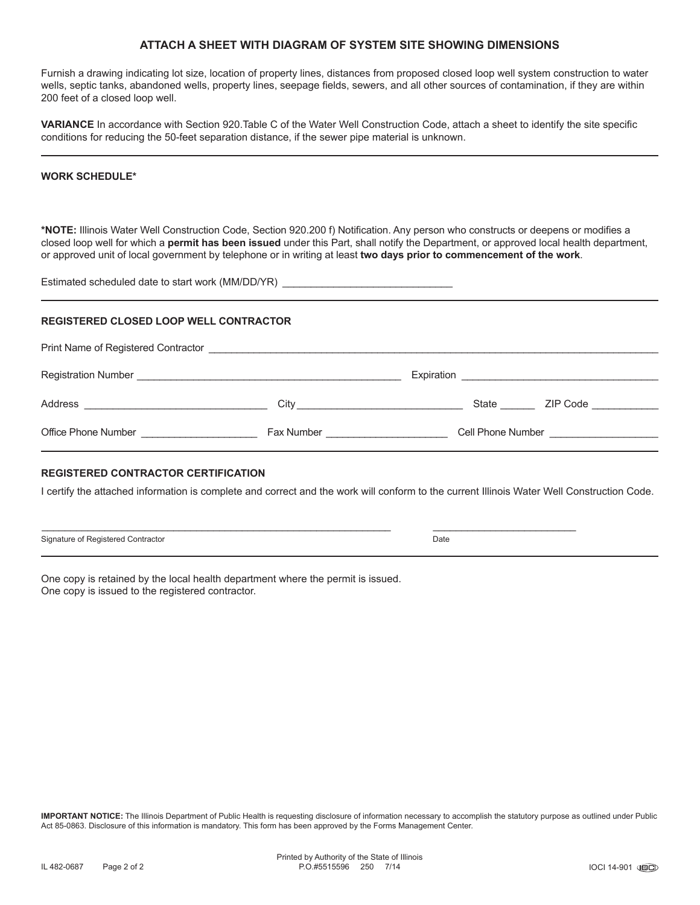## ATTACH A SHEET WITH DIAGRAM OF SYSTEM SITE SHOWING DIMENSIONS

Furnish a drawing indicating lot size, location of property lines, distances from proposed closed loop well system construction to water wells, septic tanks, abandoned wells, property lines, seepage fields, sewers, and all other sources of contamination, if they are within 200 feet of a closed loop well.

**VARIANCE** In accordance with Section 920.Table C of the Water Well Construction Code, attach a sheet to identify the site specific conditions for reducing the 50-feet separation distance, if the sewer pipe material is unknown.

---

### WORK SCHEDULE*

***NOTE:** Illinois Water Well Construction Code, Section 920.200 f) Notification. Any person who constructs or deepens or modifies a closed loop well for which a **permit has been issued** under this Part, shall notify the Department, or approved local health department, or approved unit of local government by telephone or in writing at least **two days prior to commencement of the work**.

Estimated scheduled date to start work (MM/DD/YR) ______________________________

---

### REGISTERED CLOSED LOOP WELL CONTRACTOR

Print Name of Registered Contractor ______________________________________________________________

Registration Number ______________________________________________ Expiration ______________________________

Address ________________________________ City ____________________________ State ______ ZIP Code ___________

Office Phone Number ____________________ Fax Number _____________________ Cell Phone Number ___________________

---

### REGISTERED CONTRACTOR CERTIFICATION

I certify the attached information is complete and correct and the work will conform to the current Illinois Water Well Construction Code.

_______________________________________________________________ __________________________

Signature of Registered Contractor Date

---

One copy is retained by the local health department where the permit is issued.
One copy is issued to the registered contractor.

**IMPORTANT NOTICE:** The Illinois Department of Public Health is requesting disclosure of information necessary to accomplish the statutory purpose as outlined under Public Act 85-0863. Disclosure of this information is mandatory. This form has been approved by the Forms Management Center.

IL 482-0687 Printed by Authority of the State of Illinois P.O.#5515596 250 7/14 IOCI 14-901